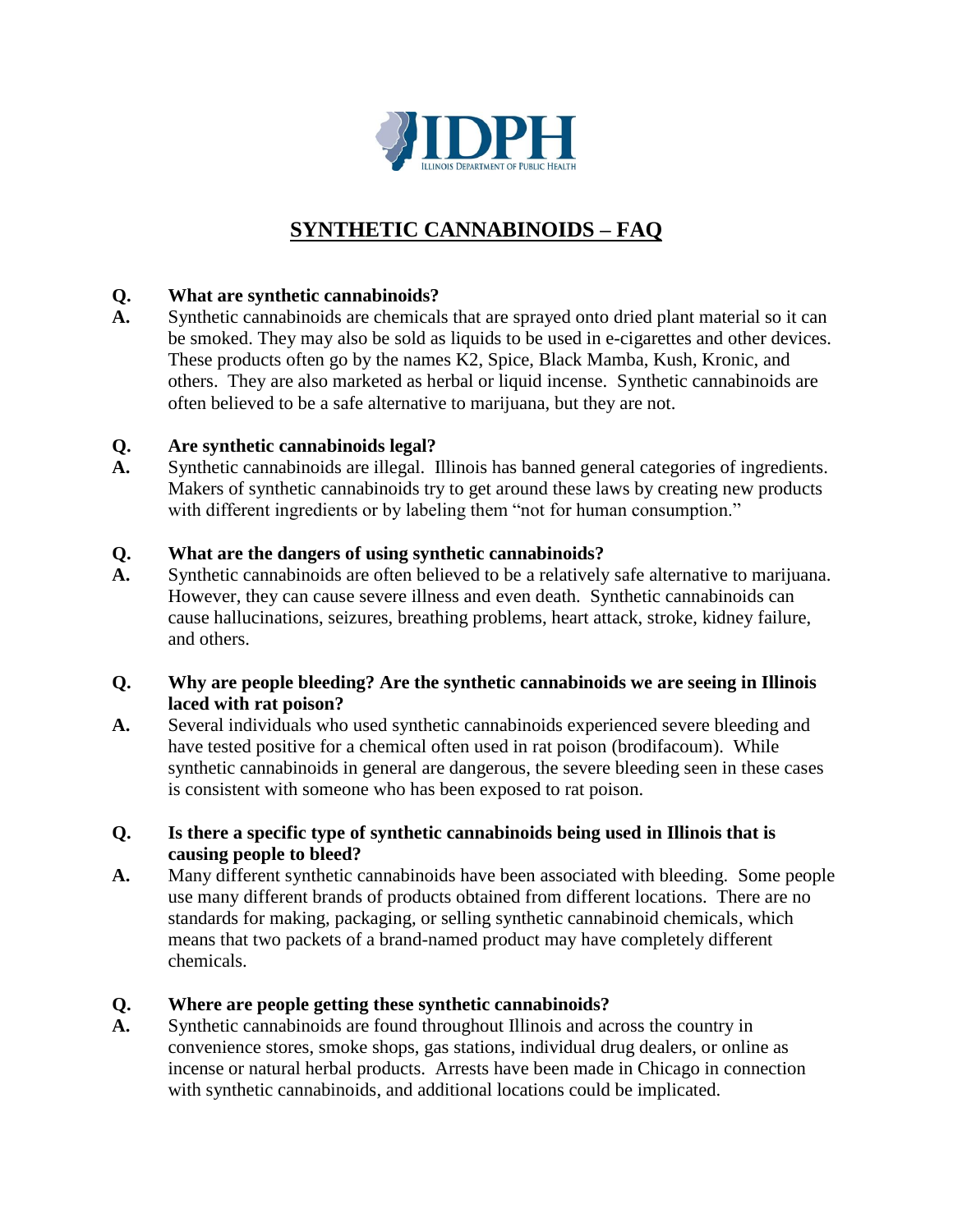IDPH

ILLINOIS DEPARTMENT OF PUBLIC HEALTH

# SYNTHETIC CANNABINOIDS – FAQ

**Q. What are synthetic cannabinoids?**

**A.** Synthetic cannabinoids are chemicals that are sprayed onto dried plant material so it can be smoked. They may also be sold as liquids to be used in e-cigarettes and other devices. These products often go by the names K2, Spice, Black Mamba, Kush, Kronic, and others. They are also marketed as herbal or liquid incense. Synthetic cannabinoids are often believed to be a safe alternative to marijuana, but they are not.

**Q. Are synthetic cannabinoids legal?**

**A.** Synthetic cannabinoids are illegal. Illinois has banned general categories of ingredients. Makers of synthetic cannabinoids try to get around these laws by creating new products with different ingredients or by labeling them "not for human consumption."

**Q. What are the dangers of using synthetic cannabinoids?**

**A.** Synthetic cannabinoids are often believed to be a relatively safe alternative to marijuana. However, they can cause severe illness and even death. Synthetic cannabinoids can cause hallucinations, seizures, breathing problems, heart attack, stroke, kidney failure, and others.

**Q. Why are people bleeding? Are the synthetic cannabinoids we are seeing in Illinois laced with rat poison?**

**A.** Several individuals who used synthetic cannabinoids experienced severe bleeding and have tested positive for a chemical often used in rat poison (brodifacoum). While synthetic cannabinoids in general are dangerous, the severe bleeding seen in these cases is consistent with someone who has been exposed to rat poison.

**Q. Is there a specific type of synthetic cannabinoids being used in Illinois that is causing people to bleed?**

**A.** Many different synthetic cannabinoids have been associated with bleeding. Some people use many different brands of products obtained from different locations. There are no standards for making, packaging, or selling synthetic cannabinoid chemicals, which means that two packets of a brand-named product may have completely different chemicals.

**Q. Where are people getting these synthetic cannabinoids?**

**A.** Synthetic cannabinoids are found throughout Illinois and across the country in convenience stores, smoke shops, gas stations, individual drug dealers, or online as incense or natural herbal products. Arrests have been made in Chicago in connection with synthetic cannabinoids, and additional locations could be implicated.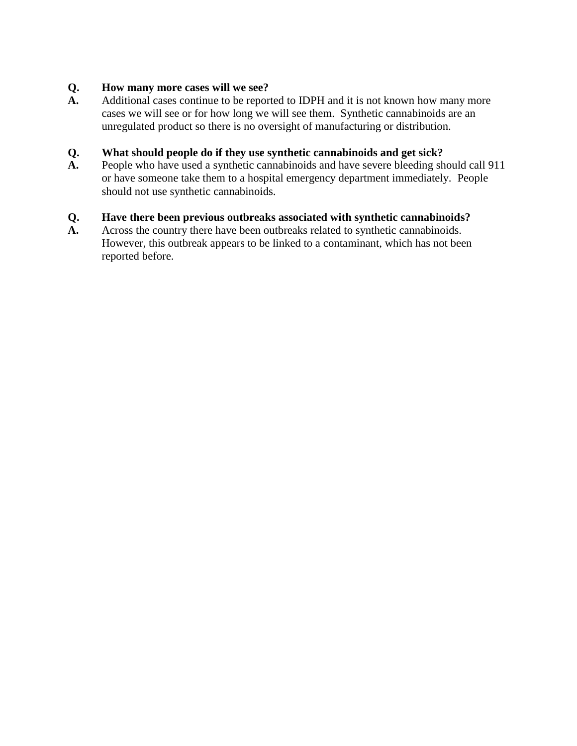**Q. How many more cases will we see?**

**A.** Additional cases continue to be reported to IDPH and it is not known how many more cases we will see or for how long we will see them. Synthetic cannabinoids are an unregulated product so there is no oversight of manufacturing or distribution.

**Q. What should people do if they use synthetic cannabinoids and get sick?**

**A.** People who have used a synthetic cannabinoids and have severe bleeding should call 911 or have someone take them to a hospital emergency department immediately. People should not use synthetic cannabinoids.

**Q. Have there been previous outbreaks associated with synthetic cannabinoids?**

**A.** Across the country there have been outbreaks related to synthetic cannabinoids. However, this outbreak appears to be linked to a contaminant, which has not been reported before.